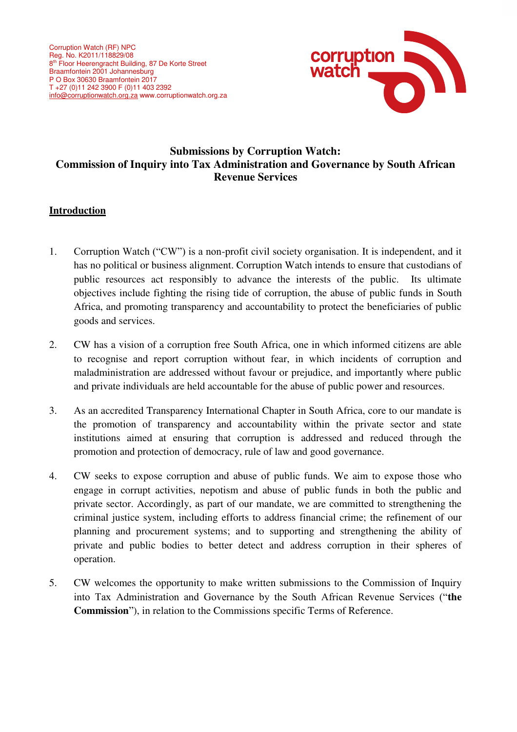Corruption Watch (RF) NPC
Reg. No. K2011/118829/08
8th Floor Heerengracht Building, 87 De Korte Street
Braamfontein 2001 Johannesburg
P O Box 30630 Braamfontein 2017
T +27 (0)11 242 3900 F (0)11 403 2392
info@corruptionwatch.org.za www.corruptionwatch.org.za

# Submissions by Corruption Watch: Commission of Inquiry into Tax Administration and Governance by South African Revenue Services

## Introduction

1. Corruption Watch ("CW") is a non-profit civil society organisation. It is independent, and it has no political or business alignment. Corruption Watch intends to ensure that custodians of public resources act responsibly to advance the interests of the public. Its ultimate objectives include fighting the rising tide of corruption, the abuse of public funds in South Africa, and promoting transparency and accountability to protect the beneficiaries of public goods and services.

2. CW has a vision of a corruption free South Africa, one in which informed citizens are able to recognise and report corruption without fear, in which incidents of corruption and maladministration are addressed without favour or prejudice, and importantly where public and private individuals are held accountable for the abuse of public power and resources.

3. As an accredited Transparency International Chapter in South Africa, core to our mandate is the promotion of transparency and accountability within the private sector and state institutions aimed at ensuring that corruption is addressed and reduced through the promotion and protection of democracy, rule of law and good governance.

4. CW seeks to expose corruption and abuse of public funds. We aim to expose those who engage in corrupt activities, nepotism and abuse of public funds in both the public and private sector. Accordingly, as part of our mandate, we are committed to strengthening the criminal justice system, including efforts to address financial crime; the refinement of our planning and procurement systems; and to supporting and strengthening the ability of private and public bodies to better detect and address corruption in their spheres of operation.

5. CW welcomes the opportunity to make written submissions to the Commission of Inquiry into Tax Administration and Governance by the South African Revenue Services ("**the Commission**"), in relation to the Commissions specific Terms of Reference.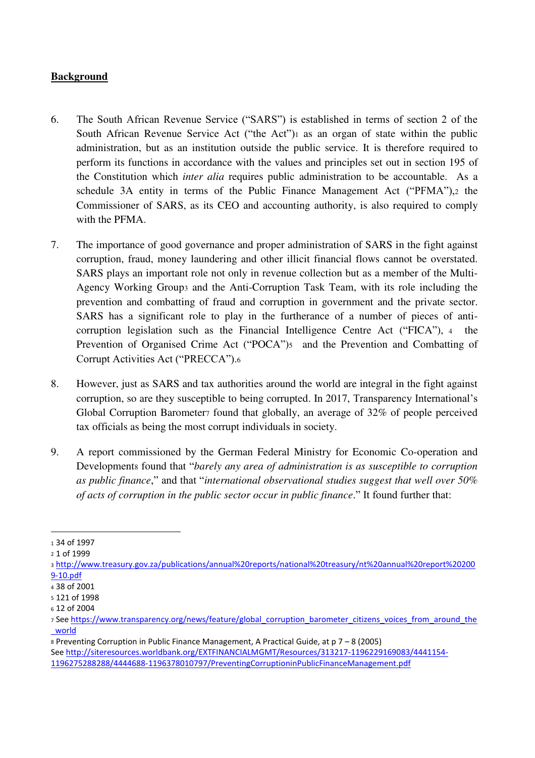**Background**

6. The South African Revenue Service ("SARS") is established in terms of section 2 of the South African Revenue Service Act ("the Act")[1] as an organ of state within the public administration, but as an institution outside the public service. It is therefore required to perform its functions in accordance with the values and principles set out in section 195 of the Constitution which *inter alia* requires public administration to be accountable. As a schedule 3A entity in terms of the Public Finance Management Act ("PFMA"),[2] the Commissioner of SARS, as its CEO and accounting authority, is also required to comply with the PFMA.

7. The importance of good governance and proper administration of SARS in the fight against corruption, fraud, money laundering and other illicit financial flows cannot be overstated. SARS plays an important role not only in revenue collection but as a member of the Multi-Agency Working Group[3] and the Anti-Corruption Task Team, with its role including the prevention and combatting of fraud and corruption in government and the private sector. SARS has a significant role to play in the furtherance of a number of pieces of anti-corruption legislation such as the Financial Intelligence Centre Act ("FICA"),[4] the Prevention of Organised Crime Act ("POCA")[5] and the Prevention and Combatting of Corrupt Activities Act ("PRECCA").[6]

8. However, just as SARS and tax authorities around the world are integral in the fight against corruption, so are they susceptible to being corrupted. In 2017, Transparency International's Global Corruption Barometer[7] found that globally, an average of 32% of people perceived tax officials as being the most corrupt individuals in society.

9. A report commissioned by the German Federal Ministry for Economic Co-operation and Development[8] found that "*barely any area of administration is as susceptible to corruption as public finance*," and that "*international observational studies suggest that well over 50% of acts of corruption in the public sector occur in public finance*." It found further that:

---

[1] 34 of 1997

[2] 1 of 1999

[3] http://www.treasury.gov.za/publications/annual%20reports/national%20treasury/nt%20annual%20report%202009-10.pdf

[4] 38 of 2001

[5] 121 of 1998

[6] 12 of 2004

[7] See https://www.transparency.org/news/feature/global_corruption_barometer_citizens_voices_from_around_the_world

[8] Preventing Corruption in Public Finance Management, A Practical Guide, at p 7 – 8 (2005) See http://siteresources.worldbank.org/EXTFINANCIALMGMT/Resources/313217-1196229169083/4441154-1196275288288/4444688-1196378010797/PreventingCorruptioninPublicFinanceManagement.pdf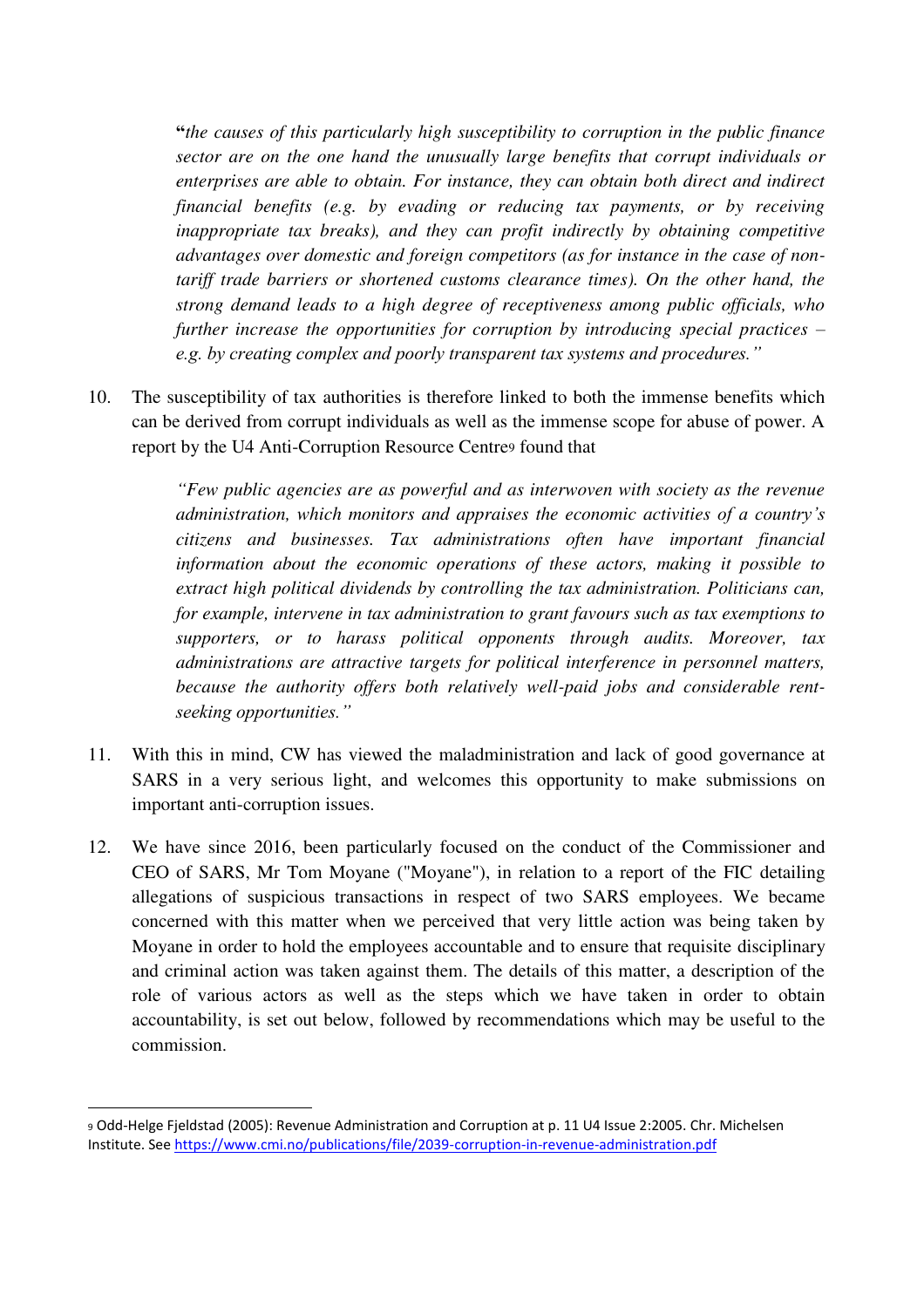> **"***the causes of this particularly high susceptibility to corruption in the public finance sector are on the one hand the unusually large benefits that corrupt individuals or enterprises are able to obtain. For instance, they can obtain both direct and indirect financial benefits (e.g. by evading or reducing tax payments, or by receiving inappropriate tax breaks), and they can profit indirectly by obtaining competitive advantages over domestic and foreign competitors (as for instance in the case of non-tariff trade barriers or shortened customs clearance times). On the other hand, the strong demand leads to a high degree of receptiveness among public officials, who further increase the opportunities for corruption by introducing special practices – e.g. by creating complex and poorly transparent tax systems and procedures."*

10. The susceptibility of tax authorities is therefore linked to both the immense benefits which can be derived from corrupt individuals as well as the immense scope for abuse of power. A report by the U4 Anti-Corruption Resource Centre[9] found that

> *"Few public agencies are as powerful and as interwoven with society as the revenue administration, which monitors and appraises the economic activities of a country's citizens and businesses. Tax administrations often have important financial information about the economic operations of these actors, making it possible to extract high political dividends by controlling the tax administration. Politicians can, for example, intervene in tax administration to grant favours such as tax exemptions to supporters, or to harass political opponents through audits. Moreover, tax administrations are attractive targets for political interference in personnel matters, because the authority offers both relatively well-paid jobs and considerable rent-seeking opportunities."*

11. With this in mind, CW has viewed the maladministration and lack of good governance at SARS in a very serious light, and welcomes this opportunity to make submissions on important anti-corruption issues.

12. We have since 2016, been particularly focused on the conduct of the Commissioner and CEO of SARS, Mr Tom Moyane ("Moyane"), in relation to a report of the FIC detailing allegations of suspicious transactions in respect of two SARS employees. We became concerned with this matter when we perceived that very little action was being taken by Moyane in order to hold the employees accountable and to ensure that requisite disciplinary and criminal action was taken against them. The details of this matter, a description of the role of various actors as well as the steps which we have taken in order to obtain accountability, is set out below, followed by recommendations which may be useful to the commission.

---

[9] Odd-Helge Fjeldstad (2005): Revenue Administration and Corruption at p. 11 U4 Issue 2:2005. Chr. Michelsen Institute. See https://www.cmi.no/publications/file/2039-corruption-in-revenue-administration.pdf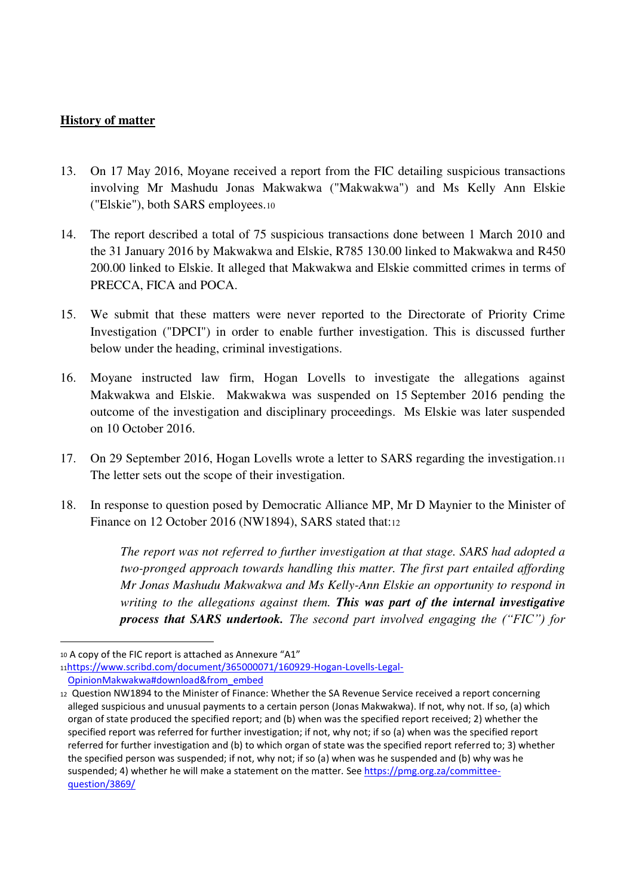**History of matter**

13. On 17 May 2016, Moyane received a report from the FIC detailing suspicious transactions involving Mr Mashudu Jonas Makwakwa ("Makwakwa") and Ms Kelly Ann Elskie ("Elskie"), both SARS employees.[10]

14. The report described a total of 75 suspicious transactions done between 1 March 2010 and the 31 January 2016 by Makwakwa and Elskie, R785 130.00 linked to Makwakwa and R450 200.00 linked to Elskie. It alleged that Makwakwa and Elskie committed crimes in terms of PRECCA, FICA and POCA.

15. We submit that these matters were never reported to the Directorate of Priority Crime Investigation ("DPCI") in order to enable further investigation. This is discussed further below under the heading, criminal investigations.

16. Moyane instructed law firm, Hogan Lovells to investigate the allegations against Makwakwa and Elskie. Makwakwa was suspended on 15 September 2016 pending the outcome of the investigation and disciplinary proceedings. Ms Elskie was later suspended on 10 October 2016.

17. On 29 September 2016, Hogan Lovells wrote a letter to SARS regarding the investigation.[11] The letter sets out the scope of their investigation.

18. In response to question posed by Democratic Alliance MP, Mr D Maynier to the Minister of Finance on 12 October 2016 (NW1894), SARS stated that:[12]

> *The report was not referred to further investigation at that stage. SARS had adopted a two-pronged approach towards handling this matter. The first part entailed affording Mr Jonas Mashudu Makwakwa and Ms Kelly-Ann Elskie an opportunity to respond in writing to the allegations against them.* ***This was part of the internal investigative process that SARS undertook.*** *The second part involved engaging the ("FIC") for*

---

[10] A copy of the FIC report is attached as Annexure "A1"

[11] https://www.scribd.com/document/365000071/160929-Hogan-Lovells-Legal-OpinionMakwakwa#download&from_embed

[12] Question NW1894 to the Minister of Finance: Whether the SA Revenue Service received a report concerning alleged suspicious and unusual payments to a certain person (Jonas Makwakwa). If not, why not. If so, (a) which organ of state produced the specified report; and (b) when was the specified report received; 2) whether the specified report was referred for further investigation; if not, why not; if so (a) when was the specified report referred for further investigation and (b) to which organ of state was the specified report referred to; 3) whether the specified person was suspended; if not, why not; if so (a) when was he suspended and (b) why was he suspended; 4) whether he will make a statement on the matter. See https://pmg.org.za/committee-question/3869/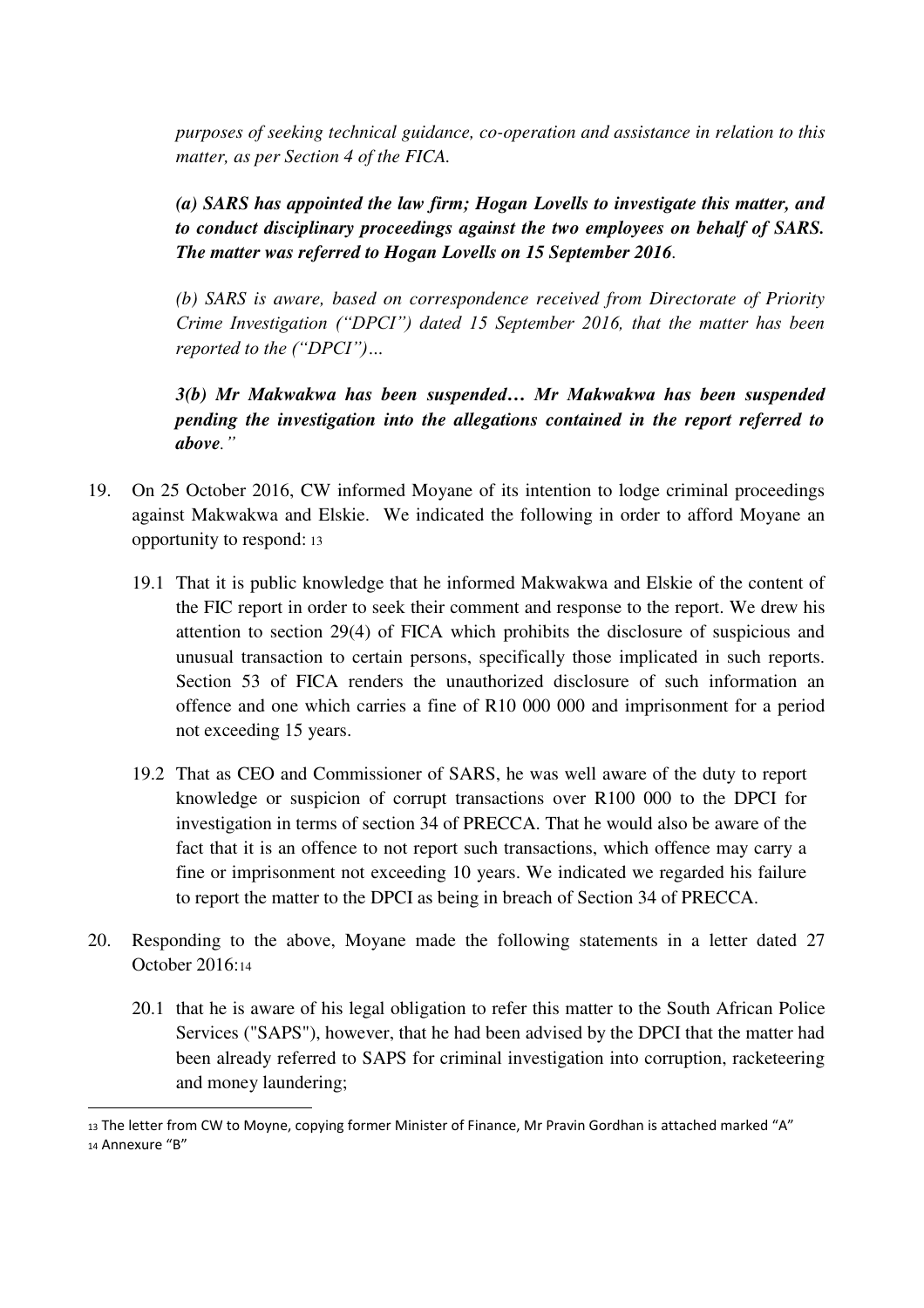*purposes of seeking technical guidance, co-operation and assistance in relation to this matter, as per Section 4 of the FICA.*

***(a) SARS has appointed the law firm; Hogan Lovells to investigate this matter, and to conduct disciplinary proceedings against the two employees on behalf of SARS. The matter was referred to Hogan Lovells on 15 September 2016*.**

*(b) SARS is aware, based on correspondence received from Directorate of Priority Crime Investigation ("DPCI") dated 15 September 2016, that the matter has been reported to the ("DPCI")…*

***3(b) Mr Makwakwa has been suspended… Mr Makwakwa has been suspended pending the investigation into the allegations contained in the report referred to above*.***"*

19. On 25 October 2016, CW informed Moyane of its intention to lodge criminal proceedings against Makwakwa and Elskie. We indicated the following in order to afford Moyane an opportunity to respond: [13]

    19.1 That it is public knowledge that he informed Makwakwa and Elskie of the content of the FIC report in order to seek their comment and response to the report. We drew his attention to section 29(4) of FICA which prohibits the disclosure of suspicious and unusual transaction to certain persons, specifically those implicated in such reports. Section 53 of FICA renders the unauthorized disclosure of such information an offence and one which carries a fine of R10 000 000 and imprisonment for a period not exceeding 15 years.

    19.2 That as CEO and Commissioner of SARS, he was well aware of the duty to report knowledge or suspicion of corrupt transactions over R100 000 to the DPCI for investigation in terms of section 34 of PRECCA. That he would also be aware of the fact that it is an offence to not report such transactions, which offence may carry a fine or imprisonment not exceeding 10 years. We indicated we regarded his failure to report the matter to the DPCI as being in breach of Section 34 of PRECCA.

20. Responding to the above, Moyane made the following statements in a letter dated 27 October 2016:[14]

    20.1 that he is aware of his legal obligation to refer this matter to the South African Police Services ("SAPS"), however, that he had been advised by the DPCI that the matter had been already referred to SAPS for criminal investigation into corruption, racketeering and money laundering;

---

[13] The letter from CW to Moyne, copying former Minister of Finance, Mr Pravin Gordhan is attached marked "A"

[14] Annexure "B"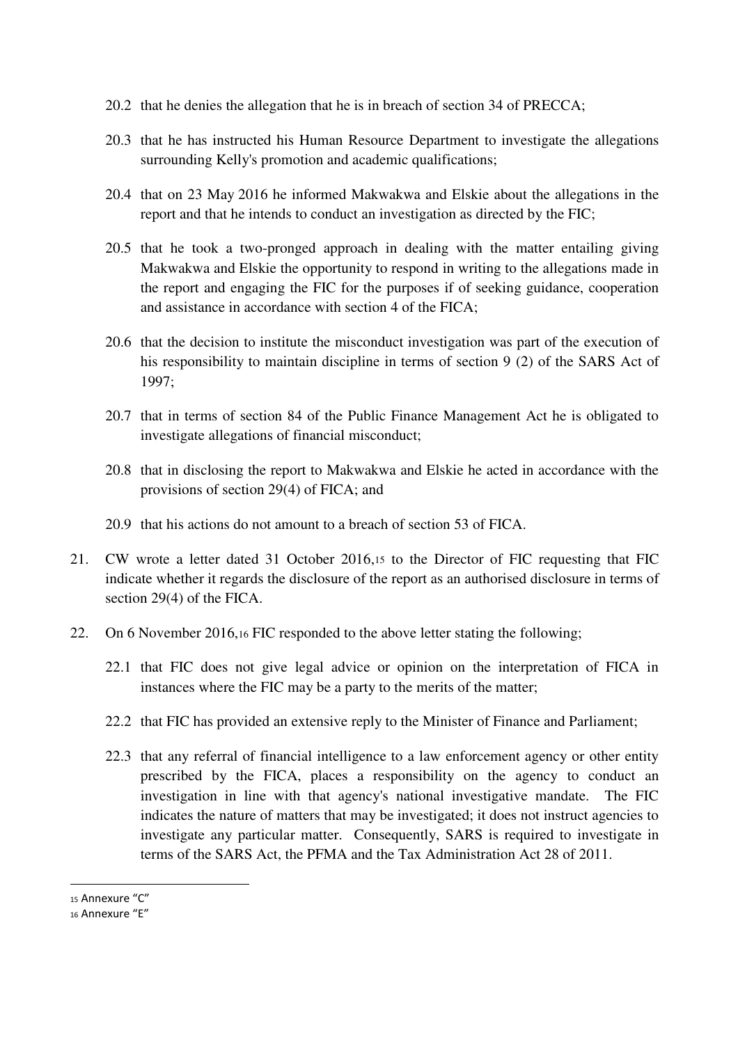20.2 that he denies the allegation that he is in breach of section 34 of PRECCA;

20.3 that he has instructed his Human Resource Department to investigate the allegations surrounding Kelly's promotion and academic qualifications;

20.4 that on 23 May 2016 he informed Makwakwa and Elskie about the allegations in the report and that he intends to conduct an investigation as directed by the FIC;

20.5 that he took a two-pronged approach in dealing with the matter entailing giving Makwakwa and Elskie the opportunity to respond in writing to the allegations made in the report and engaging the FIC for the purposes if of seeking guidance, cooperation and assistance in accordance with section 4 of the FICA;

20.6 that the decision to institute the misconduct investigation was part of the execution of his responsibility to maintain discipline in terms of section 9 (2) of the SARS Act of 1997;

20.7 that in terms of section 84 of the Public Finance Management Act he is obligated to investigate allegations of financial misconduct;

20.8 that in disclosing the report to Makwakwa and Elskie he acted in accordance with the provisions of section 29(4) of FICA; and

20.9 that his actions do not amount to a breach of section 53 of FICA.

21. CW wrote a letter dated 31 October 2016,[15] to the Director of FIC requesting that FIC indicate whether it regards the disclosure of the report as an authorised disclosure in terms of section 29(4) of the FICA.

22. On 6 November 2016,[16] FIC responded to the above letter stating the following;

22.1 that FIC does not give legal advice or opinion on the interpretation of FICA in instances where the FIC may be a party to the merits of the matter;

22.2 that FIC has provided an extensive reply to the Minister of Finance and Parliament;

22.3 that any referral of financial intelligence to a law enforcement agency or other entity prescribed by the FICA, places a responsibility on the agency to conduct an investigation in line with that agency's national investigative mandate. The FIC indicates the nature of matters that may be investigated; it does not instruct agencies to investigate any particular matter. Consequently, SARS is required to investigate in terms of the SARS Act, the PFMA and the Tax Administration Act 28 of 2011.

---

[15] Annexure "C"

[16] Annexure "E"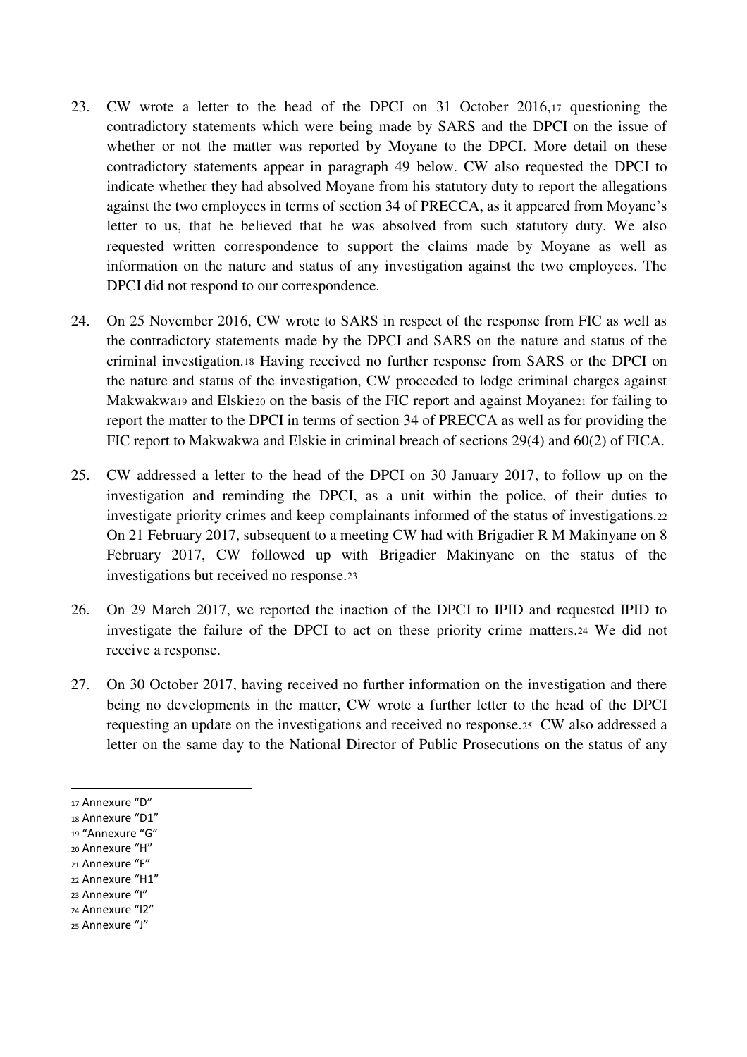23. CW wrote a letter to the head of the DPCI on 31 October 2016,[17] questioning the contradictory statements which were being made by SARS and the DPCI on the issue of whether or not the matter was reported by Moyane to the DPCI. More detail on these contradictory statements appear in paragraph 49 below. CW also requested the DPCI to indicate whether they had absolved Moyane from his statutory duty to report the allegations against the two employees in terms of section 34 of PRECCA, as it appeared from Moyane's letter to us, that he believed that he was absolved from such statutory duty. We also requested written correspondence to support the claims made by Moyane as well as information on the nature and status of any investigation against the two employees. The DPCI did not respond to our correspondence.

24. On 25 November 2016, CW wrote to SARS in respect of the response from FIC as well as the contradictory statements made by the DPCI and SARS on the nature and status of the criminal investigation.[18] Having received no further response from SARS or the DPCI on the nature and status of the investigation, CW proceeded to lodge criminal charges against Makwakwa[19] and Elskie[20] on the basis of the FIC report and against Moyane[21] for failing to report the matter to the DPCI in terms of section 34 of PRECCA as well as for providing the FIC report to Makwakwa and Elskie in criminal breach of sections 29(4) and 60(2) of FICA.

25. CW addressed a letter to the head of the DPCI on 30 January 2017, to follow up on the investigation and reminding the DPCI, as a unit within the police, of their duties to investigate priority crimes and keep complainants informed of the status of investigations.[22] On 21 February 2017, subsequent to a meeting CW had with Brigadier R M Makinyane on 8 February 2017, CW followed up with Brigadier Makinyane on the status of the investigations but received no response.[23]

26. On 29 March 2017, we reported the inaction of the DPCI to IPID and requested IPID to investigate the failure of the DPCI to act on these priority crime matters.[24] We did not receive a response.

27. On 30 October 2017, having received no further information on the investigation and there being no developments in the matter, CW wrote a further letter to the head of the DPCI requesting an update on the investigations and received no response.[25] CW also addressed a letter on the same day to the National Director of Public Prosecutions on the status of any

---

[17] Annexure "D"
[18] Annexure "D1"
[19] "Annexure "G"
[20] Annexure "H"
[21] Annexure "F"
[22] Annexure "H1"
[23] Annexure "I"
[24] Annexure "I2"
[25] Annexure "J"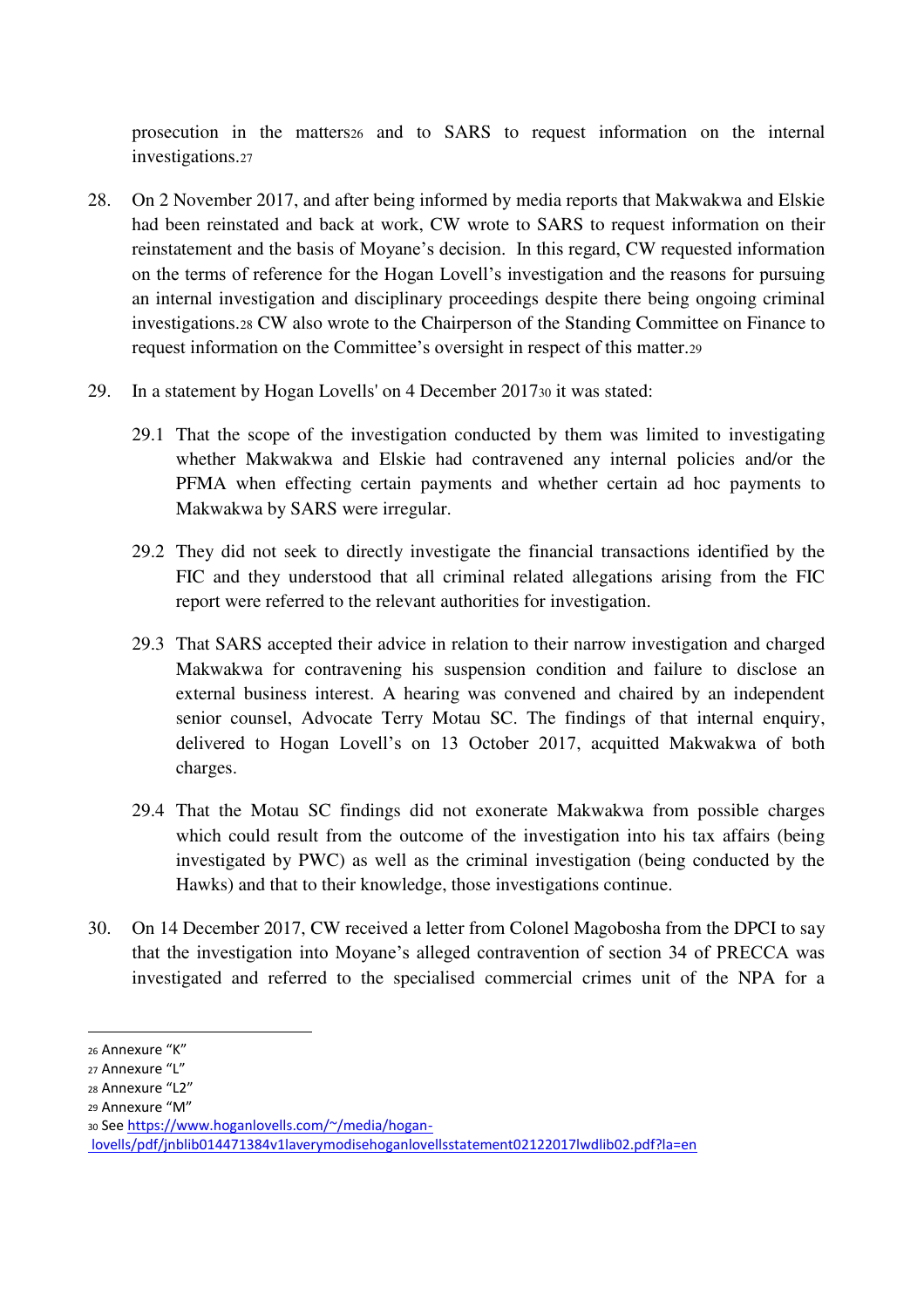prosecution in the matters[26] and to SARS to request information on the internal investigations.[27]

28. On 2 November 2017, and after being informed by media reports that Makwakwa and Elskie had been reinstated and back at work, CW wrote to SARS to request information on their reinstatement and the basis of Moyane's decision. In this regard, CW requested information on the terms of reference for the Hogan Lovell's investigation and the reasons for pursuing an internal investigation and disciplinary proceedings despite there being ongoing criminal investigations.[28] CW also wrote to the Chairperson of the Standing Committee on Finance to request information on the Committee's oversight in respect of this matter.[29]

29. In a statement by Hogan Lovells' on 4 December 2017[30] it was stated:

    29.1 That the scope of the investigation conducted by them was limited to investigating whether Makwakwa and Elskie had contravened any internal policies and/or the PFMA when effecting certain payments and whether certain ad hoc payments to Makwakwa by SARS were irregular.

    29.2 They did not seek to directly investigate the financial transactions identified by the FIC and they understood that all criminal related allegations arising from the FIC report were referred to the relevant authorities for investigation.

    29.3 That SARS accepted their advice in relation to their narrow investigation and charged Makwakwa for contravening his suspension condition and failure to disclose an external business interest. A hearing was convened and chaired by an independent senior counsel, Advocate Terry Motau SC. The findings of that internal enquiry, delivered to Hogan Lovell's on 13 October 2017, acquitted Makwakwa of both charges.

    29.4 That the Motau SC findings did not exonerate Makwakwa from possible charges which could result from the outcome of the investigation into his tax affairs (being investigated by PWC) as well as the criminal investigation (being conducted by the Hawks) and that to their knowledge, those investigations continue.

30. On 14 December 2017, CW received a letter from Colonel Magobosha from the DPCI to say that the investigation into Moyane's alleged contravention of section 34 of PRECCA was investigated and referred to the specialised commercial crimes unit of the NPA for a

---

[26] Annexure "K"

[27] Annexure "L"

[28] Annexure "L2"

[29] Annexure "M"

[30] See https://www.hoganlovells.com/~/media/hogan-lovells/pdf/jnblib014471384v1laverymodisehoganlovellsstatement02122017lwdlib02.pdf?la=en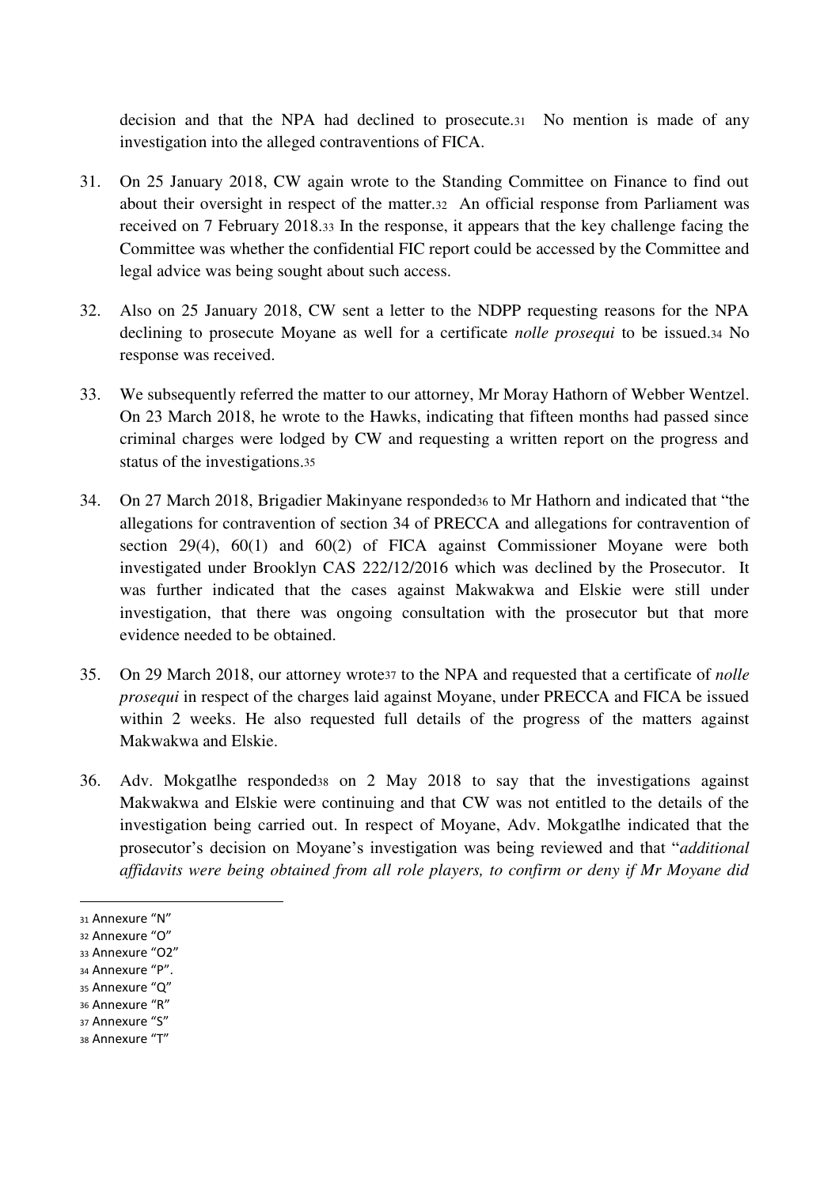decision and that the NPA had declined to prosecute.[31] No mention is made of any investigation into the alleged contraventions of FICA.

31. On 25 January 2018, CW again wrote to the Standing Committee on Finance to find out about their oversight in respect of the matter.[32] An official response from Parliament was received on 7 February 2018.[33] In the response, it appears that the key challenge facing the Committee was whether the confidential FIC report could be accessed by the Committee and legal advice was being sought about such access.

32. Also on 25 January 2018, CW sent a letter to the NDPP requesting reasons for the NPA declining to prosecute Moyane as well for a certificate *nolle prosequi* to be issued.[34] No response was received.

33. We subsequently referred the matter to our attorney, Mr Moray Hathorn of Webber Wentzel. On 23 March 2018, he wrote to the Hawks, indicating that fifteen months had passed since criminal charges were lodged by CW and requesting a written report on the progress and status of the investigations.[35]

34. On 27 March 2018, Brigadier Makinyane responded[36] to Mr Hathorn and indicated that "the allegations for contravention of section 34 of PRECCA and allegations for contravention of section 29(4), 60(1) and 60(2) of FICA against Commissioner Moyane were both investigated under Brooklyn CAS 222/12/2016 which was declined by the Prosecutor. It was further indicated that the cases against Makwakwa and Elskie were still under investigation, that there was ongoing consultation with the prosecutor but that more evidence needed to be obtained.

35. On 29 March 2018, our attorney wrote[37] to the NPA and requested that a certificate of *nolle prosequi* in respect of the charges laid against Moyane, under PRECCA and FICA be issued within 2 weeks. He also requested full details of the progress of the matters against Makwakwa and Elskie.

36. Adv. Mokgatlhe responded[38] on 2 May 2018 to say that the investigations against Makwakwa and Elskie were continuing and that CW was not entitled to the details of the investigation being carried out. In respect of Moyane, Adv. Mokgatlhe indicated that the prosecutor's decision on Moyane's investigation was being reviewed and that "*additional affidavits were being obtained from all role players, to confirm or deny if Mr Moyane did*

---

[31] Annexure "N"
[32] Annexure "O"
[33] Annexure "O2"
[34] Annexure "P".
[35] Annexure "Q"
[36] Annexure "R"
[37] Annexure "S"
[38] Annexure "T"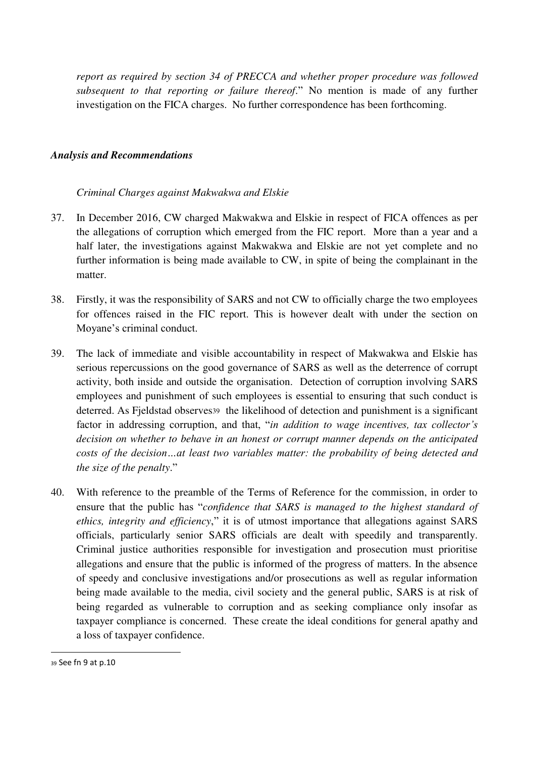*report as required by section 34 of PRECCA and whether proper procedure was followed subsequent to that reporting or failure thereof*." No mention is made of any further investigation on the FICA charges. No further correspondence has been forthcoming.

### *Analysis and Recommendations*

*Criminal Charges against Makwakwa and Elskie*

37. In December 2016, CW charged Makwakwa and Elskie in respect of FICA offences as per the allegations of corruption which emerged from the FIC report. More than a year and a half later, the investigations against Makwakwa and Elskie are not yet complete and no further information is being made available to CW, in spite of being the complainant in the matter.

38. Firstly, it was the responsibility of SARS and not CW to officially charge the two employees for offences raised in the FIC report. This is however dealt with under the section on Moyane's criminal conduct.

39. The lack of immediate and visible accountability in respect of Makwakwa and Elskie has serious repercussions on the good governance of SARS as well as the deterrence of corrupt activity, both inside and outside the organisation. Detection of corruption involving SARS employees and punishment of such employees is essential to ensuring that such conduct is deterred. As Fjeldstad observes[39] the likelihood of detection and punishment is a significant factor in addressing corruption, and that, "*in addition to wage incentives, tax collector's decision on whether to behave in an honest or corrupt manner depends on the anticipated costs of the decision…at least two variables matter: the probability of being detected and the size of the penalty*."

40. With reference to the preamble of the Terms of Reference for the commission, in order to ensure that the public has "*confidence that SARS is managed to the highest standard of ethics, integrity and efficiency*," it is of utmost importance that allegations against SARS officials, particularly senior SARS officials are dealt with speedily and transparently. Criminal justice authorities responsible for investigation and prosecution must prioritise allegations and ensure that the public is informed of the progress of matters. In the absence of speedy and conclusive investigations and/or prosecutions as well as regular information being made available to the media, civil society and the general public, SARS is at risk of being regarded as vulnerable to corruption and as seeking compliance only insofar as taxpayer compliance is concerned. These create the ideal conditions for general apathy and a loss of taxpayer confidence.

---

[39] See fn 9 at p.10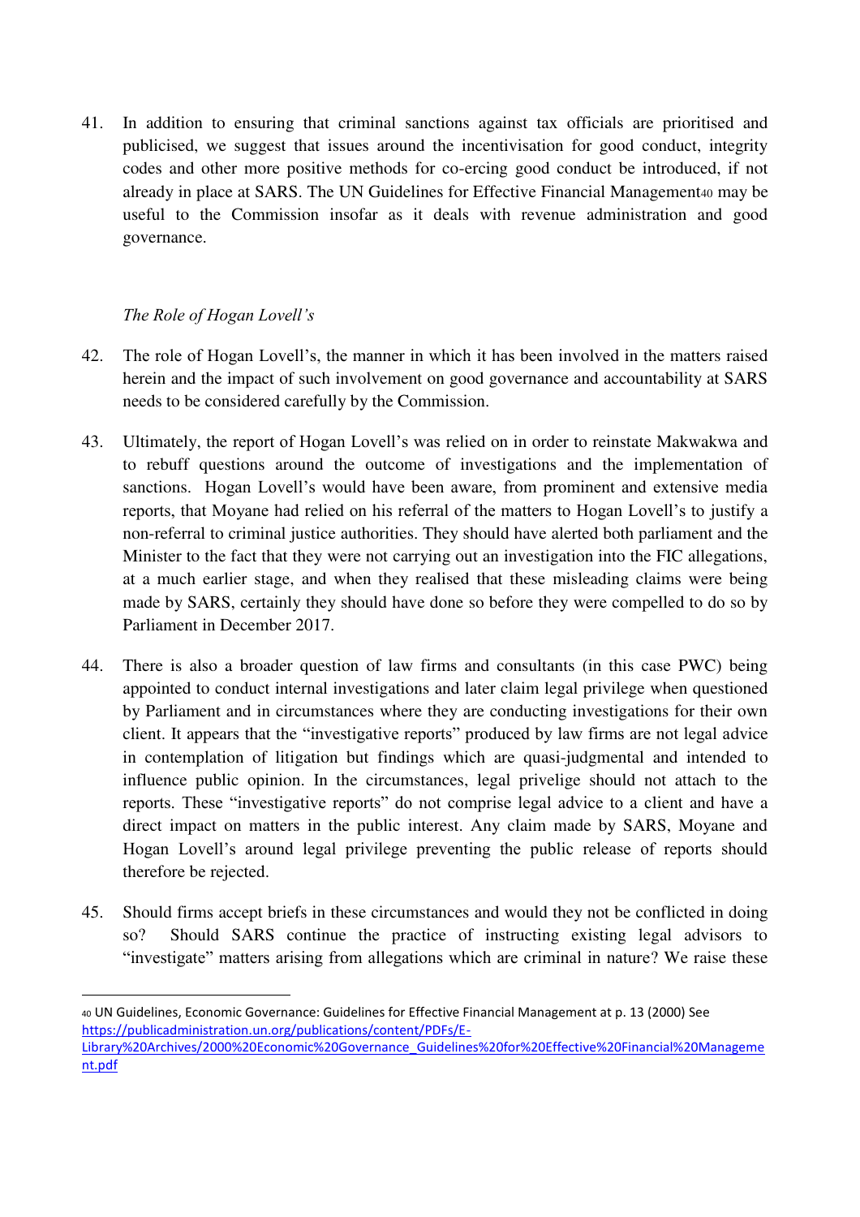41. In addition to ensuring that criminal sanctions against tax officials are prioritised and publicised, we suggest that issues around the incentivisation for good conduct, integrity codes and other more positive methods for co-ercing good conduct be introduced, if not already in place at SARS. The UN Guidelines for Effective Financial Management[40] may be useful to the Commission insofar as it deals with revenue administration and good governance.

*The Role of Hogan Lovell's*

42. The role of Hogan Lovell's, the manner in which it has been involved in the matters raised herein and the impact of such involvement on good governance and accountability at SARS needs to be considered carefully by the Commission.

43. Ultimately, the report of Hogan Lovell's was relied on in order to reinstate Makwakwa and to rebuff questions around the outcome of investigations and the implementation of sanctions. Hogan Lovell's would have been aware, from prominent and extensive media reports, that Moyane had relied on his referral of the matters to Hogan Lovell's to justify a non-referral to criminal justice authorities. They should have alerted both parliament and the Minister to the fact that they were not carrying out an investigation into the FIC allegations, at a much earlier stage, and when they realised that these misleading claims were being made by SARS, certainly they should have done so before they were compelled to do so by Parliament in December 2017.

44. There is also a broader question of law firms and consultants (in this case PWC) being appointed to conduct internal investigations and later claim legal privilege when questioned by Parliament and in circumstances where they are conducting investigations for their own client. It appears that the "investigative reports" produced by law firms are not legal advice in contemplation of litigation but findings which are quasi-judgmental and intended to influence public opinion. In the circumstances, legal privelige should not attach to the reports. These "investigative reports" do not comprise legal advice to a client and have a direct impact on matters in the public interest. Any claim made by SARS, Moyane and Hogan Lovell's around legal privilege preventing the public release of reports should therefore be rejected.

45. Should firms accept briefs in these circumstances and would they not be conflicted in doing so? Should SARS continue the practice of instructing existing legal advisors to "investigate" matters arising from allegations which are criminal in nature? We raise these

---

[40] UN Guidelines, Economic Governance: Guidelines for Effective Financial Management at p. 13 (2000) See https://publicadministration.un.org/publications/content/PDFs/E-Library%20Archives/2000%20Economic%20Governance_Guidelines%20for%20Effective%20Financial%20Management.pdf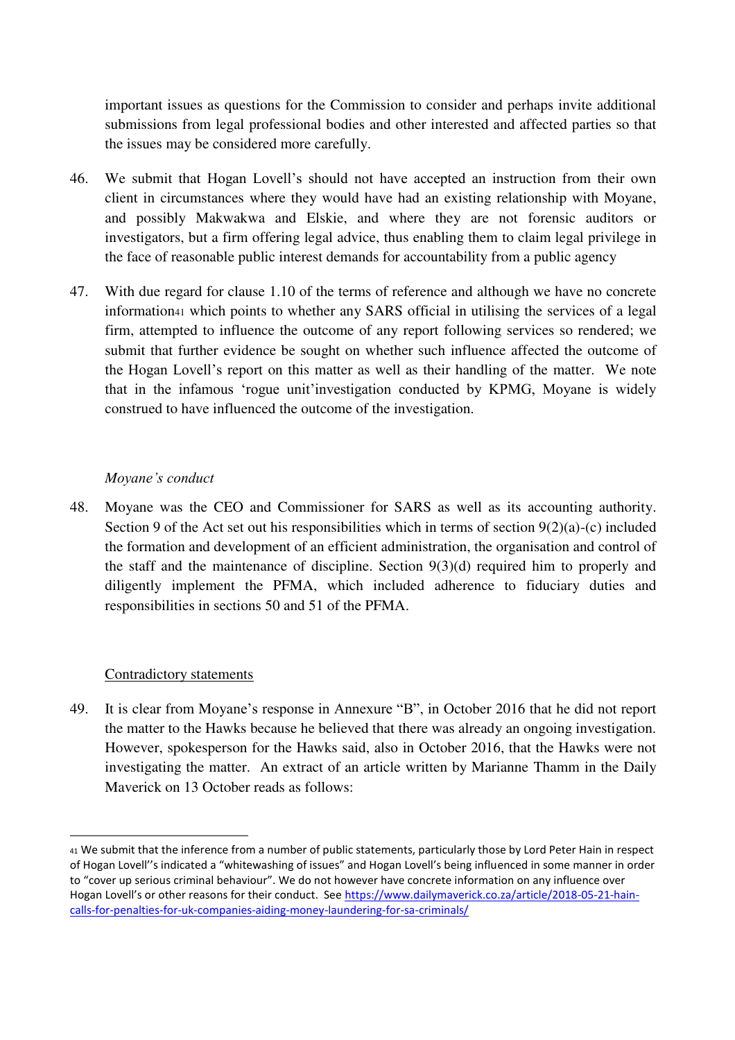important issues as questions for the Commission to consider and perhaps invite additional submissions from legal professional bodies and other interested and affected parties so that the issues may be considered more carefully.

46. We submit that Hogan Lovell's should not have accepted an instruction from their own client in circumstances where they would have had an existing relationship with Moyane, and possibly Makwakwa and Elskie, and where they are not forensic auditors or investigators, but a firm offering legal advice, thus enabling them to claim legal privilege in the face of reasonable public interest demands for accountability from a public agency

47. With due regard for clause 1.10 of the terms of reference and although we have no concrete information[41] which points to whether any SARS official in utilising the services of a legal firm, attempted to influence the outcome of any report following services so rendered; we submit that further evidence be sought on whether such influence affected the outcome of the Hogan Lovell's report on this matter as well as their handling of the matter. We note that in the infamous 'rogue unit'investigation conducted by KPMG, Moyane is widely construed to have influenced the outcome of the investigation.

*Moyane's conduct*

48. Moyane was the CEO and Commissioner for SARS as well as its accounting authority. Section 9 of the Act set out his responsibilities which in terms of section 9(2)(a)-(c) included the formation and development of an efficient administration, the organisation and control of the staff and the maintenance of discipline. Section 9(3)(d) required him to properly and diligently implement the PFMA, which included adherence to fiduciary duties and responsibilities in sections 50 and 51 of the PFMA.

<u>Contradictory statements</u>

49. It is clear from Moyane's response in Annexure "B", in October 2016 that he did not report the matter to the Hawks because he believed that there was already an ongoing investigation. However, spokesperson for the Hawks said, also in October 2016, that the Hawks were not investigating the matter. An extract of an article written by Marianne Thamm in the Daily Maverick on 13 October reads as follows:

[41] We submit that the inference from a number of public statements, particularly those by Lord Peter Hain in respect of Hogan Lovell''s indicated a "whitewashing of issues" and Hogan Lovell's being influenced in some manner in order to "cover up serious criminal behaviour". We do not however have concrete information on any influence over Hogan Lovell's or other reasons for their conduct. See https://www.dailymaverick.co.za/article/2018-05-21-hain-calls-for-penalties-for-uk-companies-aiding-money-laundering-for-sa-criminals/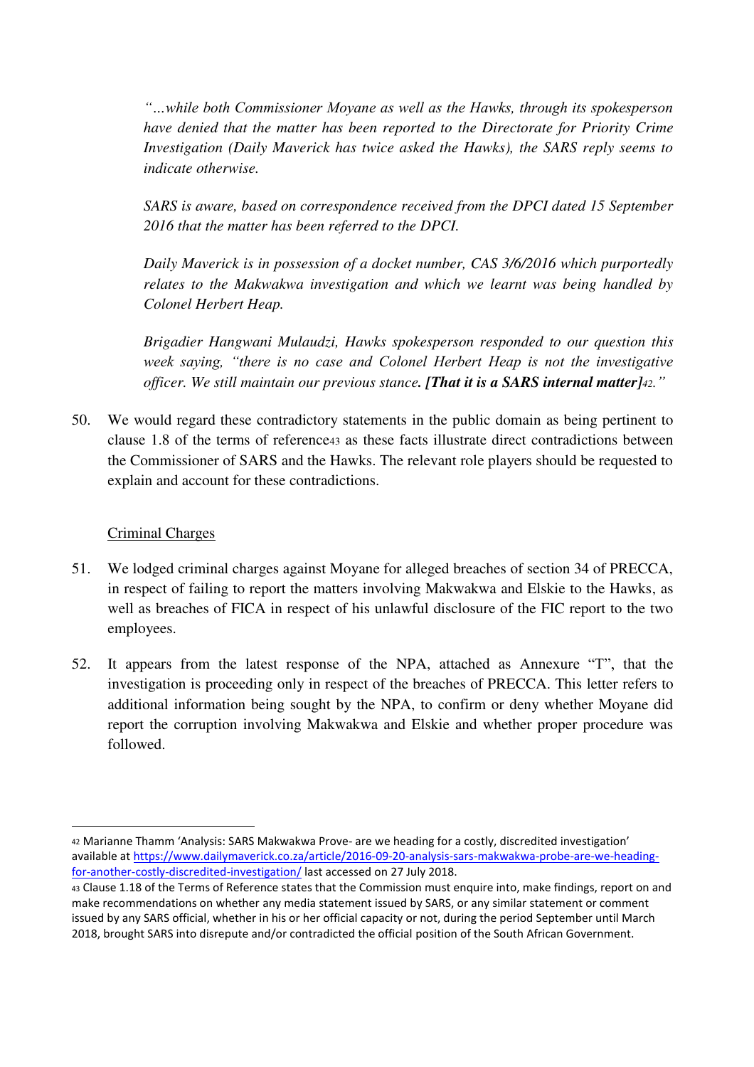> *"…while both Commissioner Moyane as well as the Hawks, through its spokesperson have denied that the matter has been reported to the Directorate for Priority Crime Investigation (Daily Maverick has twice asked the Hawks), the SARS reply seems to indicate otherwise.*
>
> *SARS is aware, based on correspondence received from the DPCI dated 15 September 2016 that the matter has been referred to the DPCI.*
>
> *Daily Maverick is in possession of a docket number, CAS 3/6/2016 which purportedly relates to the Makwakwa investigation and which we learnt was being handled by Colonel Herbert Heap.*
>
> *Brigadier Hangwani Mulaudzi, Hawks spokesperson responded to our question this week saying, "there is no case and Colonel Herbert Heap is not the investigative officer. We still maintain our previous stance.* ***[That it is a SARS internal matter]****[42]."*

50. We would regard these contradictory statements in the public domain as being pertinent to clause 1.8 of the terms of reference[43] as these facts illustrate direct contradictions between the Commissioner of SARS and the Hawks. The relevant role players should be requested to explain and account for these contradictions.

<u>Criminal Charges</u>

51. We lodged criminal charges against Moyane for alleged breaches of section 34 of PRECCA, in respect of failing to report the matters involving Makwakwa and Elskie to the Hawks, as well as breaches of FICA in respect of his unlawful disclosure of the FIC report to the two employees.

52. It appears from the latest response of the NPA, attached as Annexure "T", that the investigation is proceeding only in respect of the breaches of PRECCA. This letter refers to additional information being sought by the NPA, to confirm or deny whether Moyane did report the corruption involving Makwakwa and Elskie and whether proper procedure was followed.

---

[42] Marianne Thamm 'Analysis: SARS Makwakwa Prove- are we heading for a costly, discredited investigation' available at https://www.dailymaverick.co.za/article/2016-09-20-analysis-sars-makwakwa-probe-are-we-heading-for-another-costly-discredited-investigation/ last accessed on 27 July 2018.

[43] Clause 1.18 of the Terms of Reference states that the Commission must enquire into, make findings, report on and make recommendations on whether any media statement issued by SARS, or any similar statement or comment issued by any SARS official, whether in his or her official capacity or not, during the period September until March 2018, brought SARS into disrepute and/or contradicted the official position of the South African Government.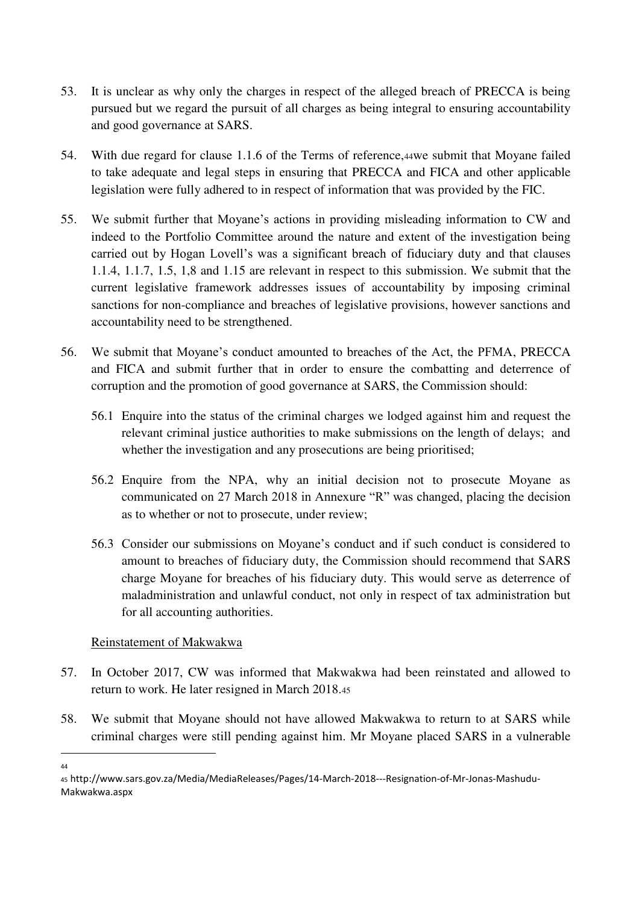53. It is unclear as why only the charges in respect of the alleged breach of PRECCA is being pursued but we regard the pursuit of all charges as being integral to ensuring accountability and good governance at SARS.

54. With due regard for clause 1.1.6 of the Terms of reference,[44] we submit that Moyane failed to take adequate and legal steps in ensuring that PRECCA and FICA and other applicable legislation were fully adhered to in respect of information that was provided by the FIC.

55. We submit further that Moyane's actions in providing misleading information to CW and indeed to the Portfolio Committee around the nature and extent of the investigation being carried out by Hogan Lovell's was a significant breach of fiduciary duty and that clauses 1.1.4, 1.1.7, 1.5, 1,8 and 1.15 are relevant in respect to this submission. We submit that the current legislative framework addresses issues of accountability by imposing criminal sanctions for non-compliance and breaches of legislative provisions, however sanctions and accountability need to be strengthened.

56. We submit that Moyane's conduct amounted to breaches of the Act, the PFMA, PRECCA and FICA and submit further that in order to ensure the combatting and deterrence of corruption and the promotion of good governance at SARS, the Commission should:

    56.1 Enquire into the status of the criminal charges we lodged against him and request the relevant criminal justice authorities to make submissions on the length of delays; and whether the investigation and any prosecutions are being prioritised;

    56.2 Enquire from the NPA, why an initial decision not to prosecute Moyane as communicated on 27 March 2018 in Annexure "R" was changed, placing the decision as to whether or not to prosecute, under review;

    56.3 Consider our submissions on Moyane's conduct and if such conduct is considered to amount to breaches of fiduciary duty, the Commission should recommend that SARS charge Moyane for breaches of his fiduciary duty. This would serve as deterrence of maladministration and unlawful conduct, not only in respect of tax administration but for all accounting authorities.

<u>Reinstatement of Makwakwa</u>

57. In October 2017, CW was informed that Makwakwa had been reinstated and allowed to return to work. He later resigned in March 2018.[45]

58. We submit that Moyane should not have allowed Makwakwa to return to at SARS while criminal charges were still pending against him. Mr Moyane placed SARS in a vulnerable

---

[44]

[45] http://www.sars.gov.za/Media/MediaReleases/Pages/14-March-2018---Resignation-of-Mr-Jonas-Mashudu-Makwakwa.aspx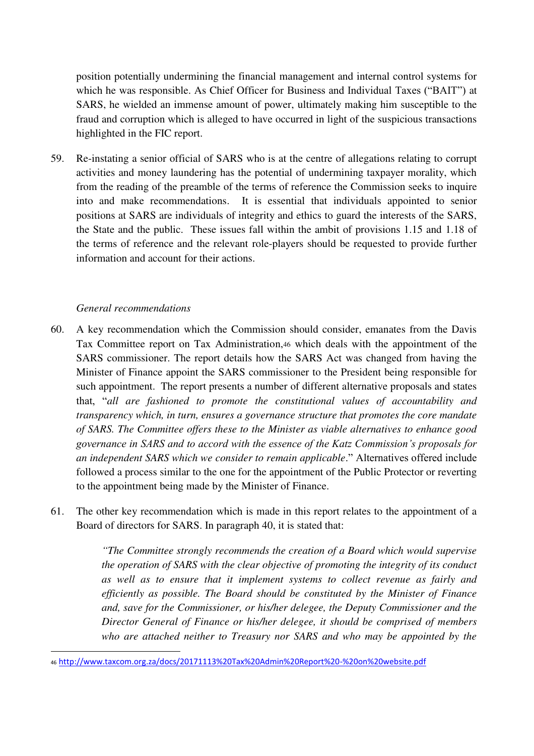position potentially undermining the financial management and internal control systems for which he was responsible. As Chief Officer for Business and Individual Taxes ("BAIT") at SARS, he wielded an immense amount of power, ultimately making him susceptible to the fraud and corruption which is alleged to have occurred in light of the suspicious transactions highlighted in the FIC report.

59. Re-instating a senior official of SARS who is at the centre of allegations relating to corrupt activities and money laundering has the potential of undermining taxpayer morality, which from the reading of the preamble of the terms of reference the Commission seeks to inquire into and make recommendations. It is essential that individuals appointed to senior positions at SARS are individuals of integrity and ethics to guard the interests of the SARS, the State and the public. These issues fall within the ambit of provisions 1.15 and 1.18 of the terms of reference and the relevant role-players should be requested to provide further information and account for their actions.

*General recommendations*

60. A key recommendation which the Commission should consider, emanates from the Davis Tax Committee report on Tax Administration,[46] which deals with the appointment of the SARS commissioner. The report details how the SARS Act was changed from having the Minister of Finance appoint the SARS commissioner to the President being responsible for such appointment. The report presents a number of different alternative proposals and states that, "*all are fashioned to promote the constitutional values of accountability and transparency which, in turn, ensures a governance structure that promotes the core mandate of SARS. The Committee offers these to the Minister as viable alternatives to enhance good governance in SARS and to accord with the essence of the Katz Commission's proposals for an independent SARS which we consider to remain applicable*." Alternatives offered include followed a process similar to the one for the appointment of the Public Protector or reverting to the appointment being made by the Minister of Finance.

61. The other key recommendation which is made in this report relates to the appointment of a Board of directors for SARS. In paragraph 40, it is stated that:

> *"The Committee strongly recommends the creation of a Board which would supervise the operation of SARS with the clear objective of promoting the integrity of its conduct as well as to ensure that it implement systems to collect revenue as fairly and efficiently as possible. The Board should be constituted by the Minister of Finance and, save for the Commissioner, or his/her delegee, the Deputy Commissioner and the Director General of Finance or his/her delegee, it should be comprised of members who are attached neither to Treasury nor SARS and who may be appointed by the*

---

[46] http://www.taxcom.org.za/docs/20171113%20Tax%20Admin%20Report%20-%20on%20website.pdf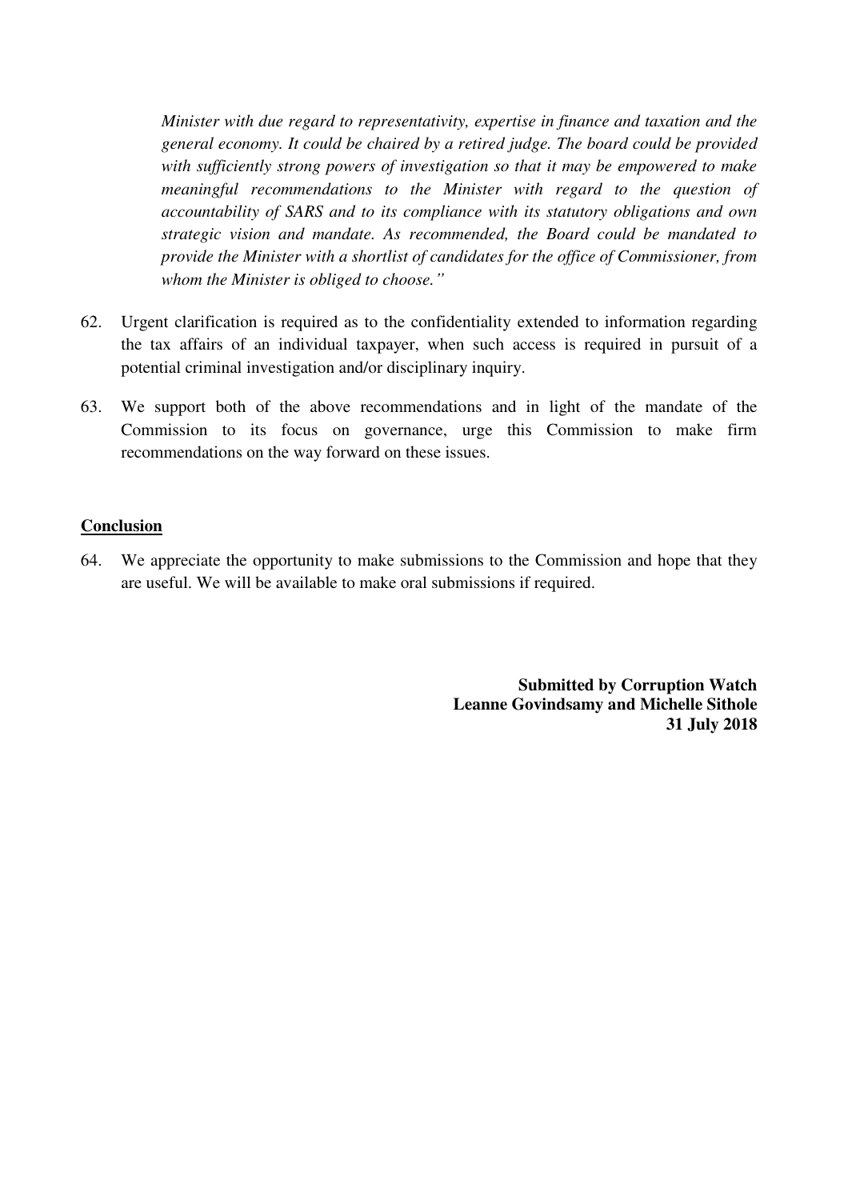*Minister with due regard to representativity, expertise in finance and taxation and the general economy. It could be chaired by a retired judge. The board could be provided with sufficiently strong powers of investigation so that it may be empowered to make meaningful recommendations to the Minister with regard to the question of accountability of SARS and to its compliance with its statutory obligations and own strategic vision and mandate. As recommended, the Board could be mandated to provide the Minister with a shortlist of candidates for the office of Commissioner, from whom the Minister is obliged to choose."*

62. Urgent clarification is required as to the confidentiality extended to information regarding the tax affairs of an individual taxpayer, when such access is required in pursuit of a potential criminal investigation and/or disciplinary inquiry.

63. We support both of the above recommendations and in light of the mandate of the Commission to its focus on governance, urge this Commission to make firm recommendations on the way forward on these issues.

## Conclusion

64. We appreciate the opportunity to make submissions to the Commission and hope that they are useful. We will be available to make oral submissions if required.

**Submitted by Corruption Watch**
**Leanne Govindsamy and Michelle Sithole**
**31 July 2018**